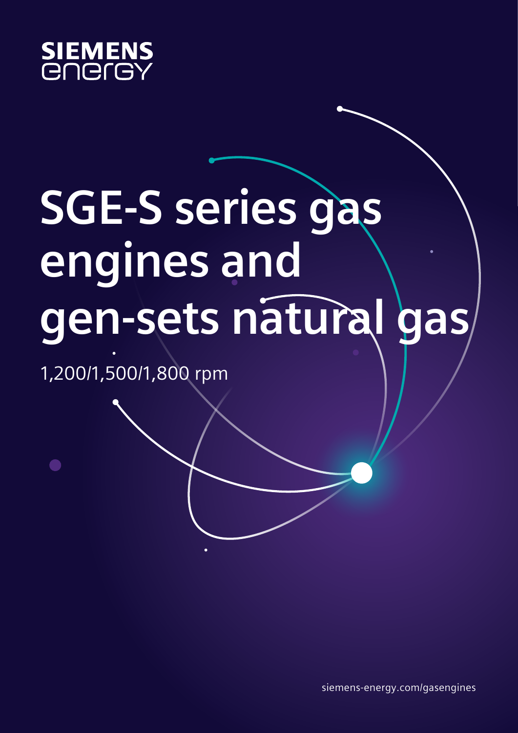SIEMENS
energy

# SGE-S series gas engines and gen-sets natural gas

1,200/1,500/1,800 rpm

siemens-energy.com/gasengines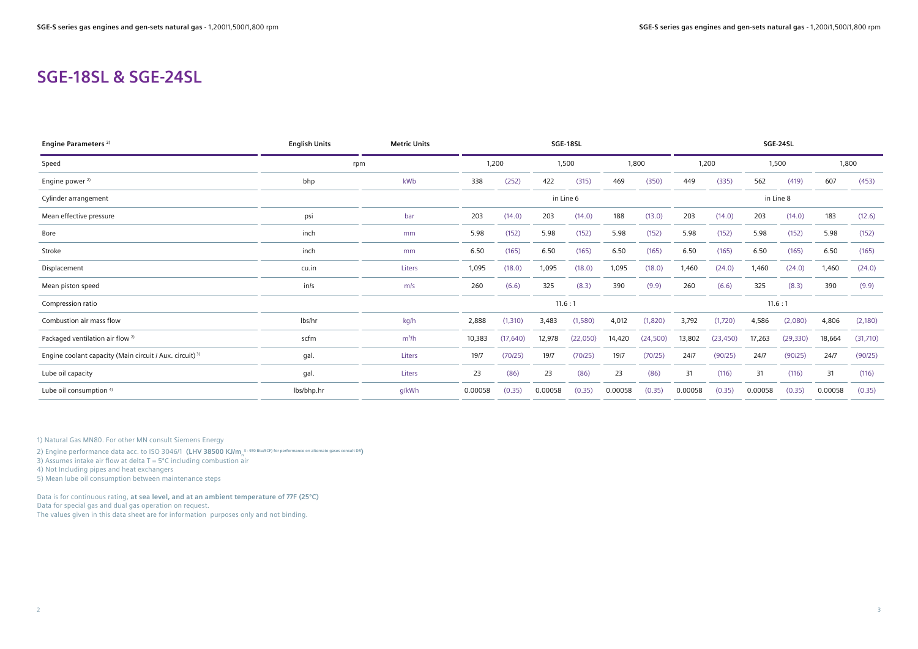# SGE-18SL & SGE-24SL

| Engine Parameters [2] | English Units | Metric Units | SGE-18SL | | | | | | SGE-24SL | | | | | |
|---|---|---|---|---|---|---|---|---|---|---|---|---|---|---|
| Speed | rpm | | 1,200 | | 1,500 | | 1,800 | | 1,200 | | 1,500 | | 1,800 | |
| Engine power [2] | bhp | kWb | 338 | (252) | 422 | (315) | 469 | (350) | 449 | (335) | 562 | (419) | 607 | (453) |
| Cylinder arrangement | | | in Line 6 | | | | | | in Line 8 | | | | | |
| Mean effective pressure | psi | bar | 203 | (14.0) | 203 | (14.0) | 188 | (13.0) | 203 | (14.0) | 203 | (14.0) | 183 | (12.6) |
| Bore | inch | mm | 5.98 | (152) | 5.98 | (152) | 5.98 | (152) | 5.98 | (152) | 5.98 | (152) | 5.98 | (152) |
| Stroke | inch | mm | 6.50 | (165) | 6.50 | (165) | 6.50 | (165) | 6.50 | (165) | 6.50 | (165) | 6.50 | (165) |
| Displacement | cu.in | Liters | 1,095 | (18.0) | 1,095 | (18.0) | 1,095 | (18.0) | 1,460 | (24.0) | 1,460 | (24.0) | 1,460 | (24.0) |
| Mean piston speed | in/s | m/s | 260 | (6.6) | 325 | (8.3) | 390 | (9.9) | 260 | (6.6) | 325 | (8.3) | 390 | (9.9) |
| Compression ratio | | | 11.6 : 1 | | | | | | 11.6 : 1 | | | | | |
| Combustion air mass flow | lbs/hr | kg/h | 2,888 | (1,310) | 3,483 | (1,580) | 4,012 | (1,820) | 3,792 | (1,720) | 4,586 | (2,080) | 4,806 | (2,180) |
| Packaged ventilation air flow [2] | scfm | $m^3/h$ | 10,383 | (17,640) | 12,978 | (22,050) | 14,420 | (24,500) | 13,802 | (23,450) | 17,263 | (29,330) | 18,664 | (31,710) |
| Engine coolant capacity (Main circuit / Aux. circuit) [3] | gal. | Liters | 19/7 | (70/25) | 19/7 | (70/25) | 19/7 | (70/25) | 24/7 | (90/25) | 24/7 | (90/25) | 24/7 | (90/25) |
| Lube oil capacity | gal. | Liters | 23 | (86) | 23 | (86) | 23 | (86) | 31 | (116) | 31 | (116) | 31 | (116) |
| Lube oil consumption [4] | lbs/bhp.hr | g/kWh | 0.00058 | (0.35) | 0.00058 | (0.35) | 0.00058 | (0.35) | 0.00058 | (0.35) | 0.00058 | (0.35) | 0.00058 | (0.35) |

1) Natural Gas MN80. For other MN consult Siemens Energy

2) Engine performance data acc. to ISO 3046/1 **(LHV 38500 KJ/m$_n^3$ - 970 Btu/SCF) for performance on alternate gases consult DR)**

3) Assumes intake air flow at delta T = 5°C including combustion air

4) Not Including pipes and heat exchangers

5) Mean lube oil consumption between maintenance steps

Data is for continuous rating, **at sea level, and at an ambient temperature of 77F (25°C)**

Data for special gas and dual gas operation on request.

The values given in this data sheet are for information purposes only and not binding.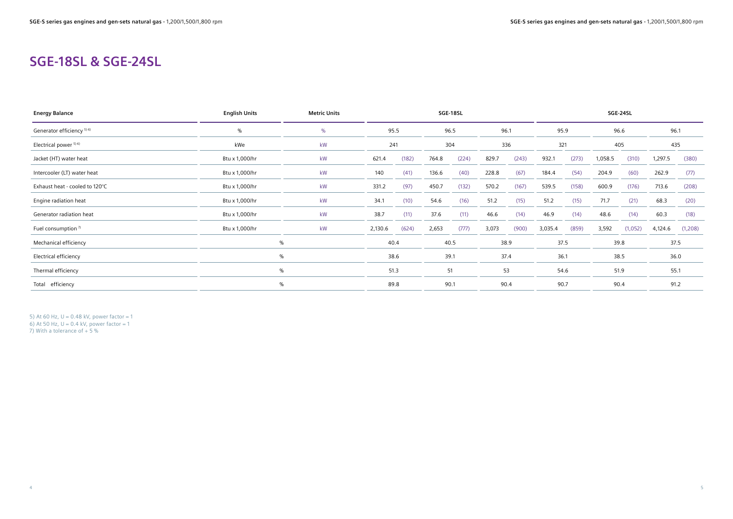# SGE-18SL & SGE-24SL

| Energy Balance | English Units | Metric Units | SGE-18SL | | | | | | SGE-24SL | | | | | |
|---|---|---|---|---|---|---|---|---|---|---|---|---|---|---|
| Generator efficiency [5) 6)] | % | % | 95.5 | | 96.5 | | 96.1 | | 95.9 | | 96.6 | | 96.1 | |
| Electrical power [5) 6)] | kWe | kW | 241 | | 304 | | 336 | | 321 | | 405 | | 435 | |
| Jacket (HT) water heat | Btu x 1,000/hr | kW | 621.4 | (182) | 764.8 | (224) | 829.7 | (243) | 932.1 | (273) | 1,058.5 | (310) | 1,297.5 | (380) |
| Intercooler (LT) water heat | Btu x 1,000/hr | kW | 140 | (41) | 136.6 | (40) | 228.8 | (67) | 184.4 | (54) | 204.9 | (60) | 262.9 | (77) |
| Exhaust heat - cooled to 120°C | Btu x 1,000/hr | kW | 331.2 | (97) | 450.7 | (132) | 570.2 | (167) | 539.5 | (158) | 600.9 | (176) | 713.6 | (208) |
| Engine radiation heat | Btu x 1,000/hr | kW | 34.1 | (10) | 54.6 | (16) | 51.2 | (15) | 51.2 | (15) | 71.7 | (21) | 68.3 | (20) |
| Generator radiation heat | Btu x 1,000/hr | kW | 38.7 | (11) | 37.6 | (11) | 46.6 | (14) | 46.9 | (14) | 48.6 | (14) | 60.3 | (18) |
| Fuel consumption [7)] | Btu x 1,000/hr | kW | 2,130.6 | (624) | 2,653 | (777) | 3,073 | (900) | 3,035.4 | (859) | 3,592 | (1,052) | 4,124.6 | (1,208) |
| Mechanical efficiency | % | | 40.4 | | 40.5 | | 38.9 | | 37.5 | | 39.8 | | 37.5 | |
| Electrical efficiency | % | | 38.6 | | 39.1 | | 37.4 | | 36.1 | | 38.5 | | 36.0 | |
| Thermal efficiency | % | | 51.3 | | 51 | | 53 | | 54.6 | | 51.9 | | 55.1 | |
| Total efficiency | % | | 89.8 | | 90.1 | | 90.4 | | 90.7 | | 90.4 | | 91.2 | |

5) At 60 Hz, U = 0.48 kV, power factor = 1
6) At 50 Hz, U = 0.4 kV, power factor = 1
7) With a tolerance of + 5 %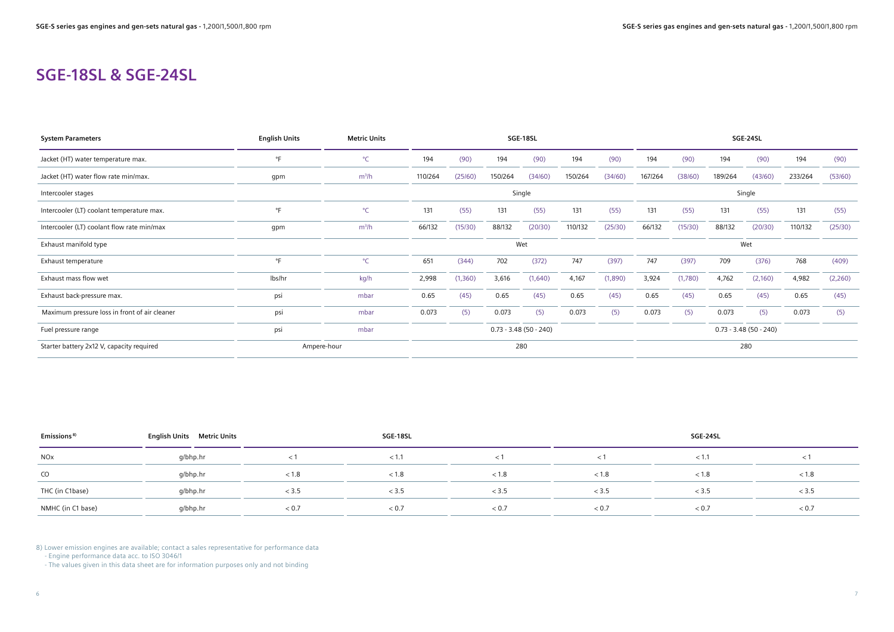## SGE-18SL & SGE-24SL

| System Parameters | English Units | Metric Units | SGE-18SL | | | | | | SGE-24SL | | | | | |
|---|---|---|---|---|---|---|---|---|---|---|---|---|---|---|
| Jacket (HT) water temperature max. | °F | °C | 194 | (90) | 194 | (90) | 194 | (90) | 194 | (90) | 194 | (90) | 194 | (90) |
| Jacket (HT) water flow rate min/max. | gpm | $m^3/h$ | 110/264 | (25/60) | 150/264 | (34/60) | 150/264 | (34/60) | 167/264 | (38/60) | 189/264 | (43/60) | 233/264 | (53/60) |
| Intercooler stages | | | Single | | | | | | Single | | | | | |
| Intercooler (LT) coolant temperature max. | °F | °C | 131 | (55) | 131 | (55) | 131 | (55) | 131 | (55) | 131 | (55) | 131 | (55) |
| Intercooler (LT) coolant flow rate min/max | gpm | $m^3/h$ | 66/132 | (15/30) | 88/132 | (20/30) | 110/132 | (25/30) | 66/132 | (15/30) | 88/132 | (20/30) | 110/132 | (25/30) |
| Exhaust manifold type | | | Wet | | | | | | Wet | | | | | |
| Exhaust temperature | °F | °C | 651 | (344) | 702 | (372) | 747 | (397) | 747 | (397) | 709 | (376) | 768 | (409) |
| Exhaust mass flow wet | lbs/hr | kg/h | 2,998 | (1,360) | 3,616 | (1,640) | 4,167 | (1,890) | 3,924 | (1,780) | 4,762 | (2,160) | 4,982 | (2,260) |
| Exhaust back-pressure max. | psi | mbar | 0.65 | (45) | 0.65 | (45) | 0.65 | (45) | 0.65 | (45) | 0.65 | (45) | 0.65 | (45) |
| Maximum pressure loss in front of air cleaner | psi | mbar | 0.073 | (5) | 0.073 | (5) | 0.073 | (5) | 0.073 | (5) | 0.073 | (5) | 0.073 | (5) |
| Fuel pressure range | psi | mbar | 0.73 - 3.48 (50 - 240) | | | | | | 0.73 - 3.48 (50 - 240) | | | | | |
| Starter battery 2x12 V, capacity required | Ampere-hour | | 280 | | | | | | 280 | | | | | |

| Emissions [8] | English Units | Metric Units | SGE-18SL | | | SGE-24SL | | |
|---|---|---|---|---|---|---|---|---|
| NOx | g/bhp.hr | | < 1 | < 1.1 | < 1 | < 1 | < 1.1 | < 1 |
| CO | g/bhp.hr | | < 1.8 | < 1.8 | < 1.8 | < 1.8 | < 1.8 | < 1.8 |
| THC (in C1base) | g/bhp.hr | | < 3.5 | < 3.5 | < 3.5 | < 3.5 | < 3.5 | < 3.5 |
| NMHC (in C1 base) | g/bhp.hr | | < 0.7 | < 0.7 | < 0.7 | < 0.7 | < 0.7 | < 0.7 |

8) Lower emission engines are available; contact a sales representative for performance data

- Engine performance data acc. to ISO 3046/1
- The values given in this data sheet are for information purposes only and not binding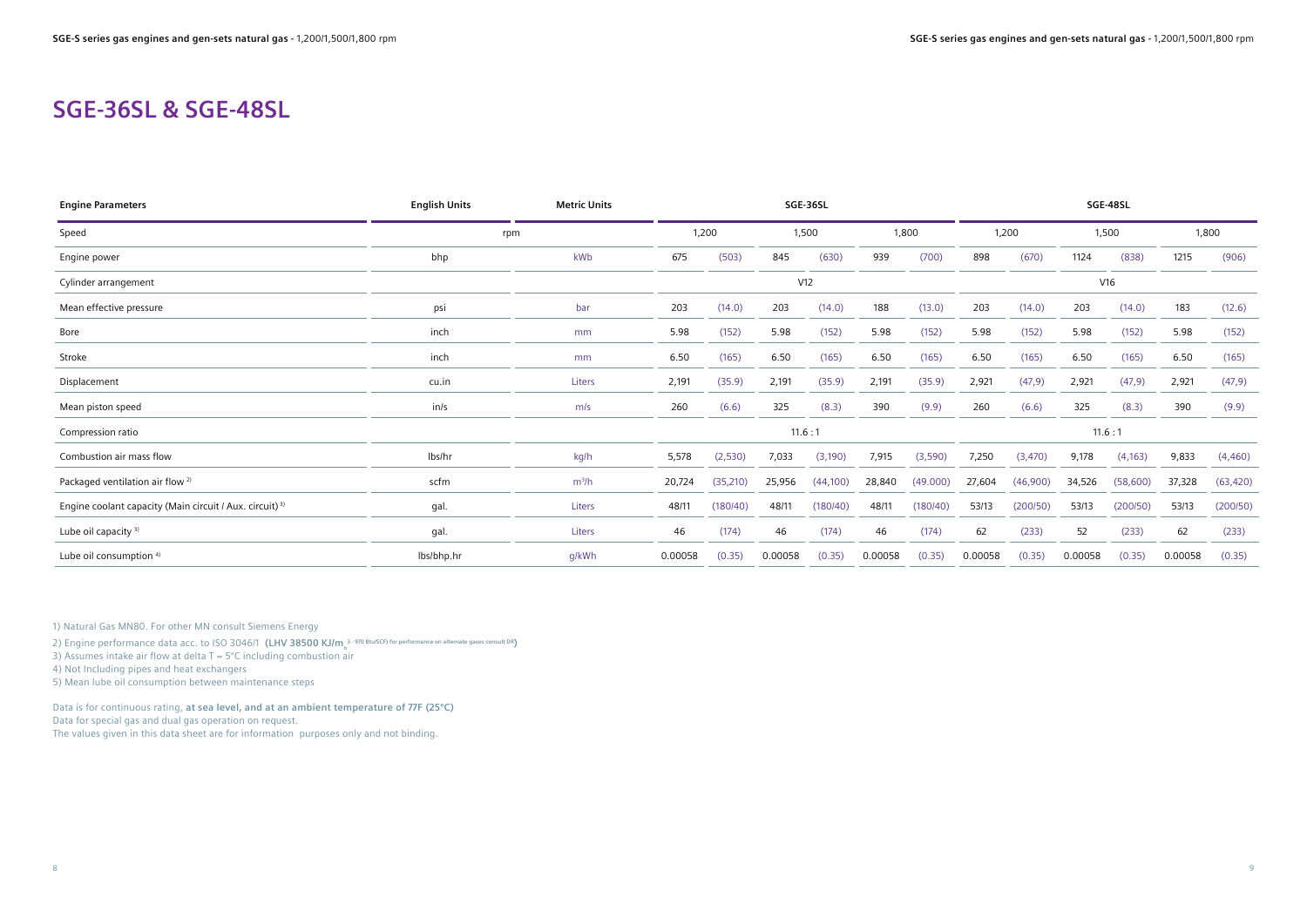## SGE-36SL & SGE-48SL

| Engine Parameters | English Units | Metric Units | SGE-36SL | | | | | | SGE-48SL | | | | | |
|---|---|---|---|---|---|---|---|---|---|---|---|---|---|---|
| Speed | rpm | | 1,200 | | 1,500 | | 1,800 | | 1,200 | | 1,500 | | 1,800 | |
| Engine power | bhp | kWb | 675 | (503) | 845 | (630) | 939 | (700) | 898 | (670) | 1124 | (838) | 1215 | (906) |
| Cylinder arrangement | | | V12 | | | | | | V16 | | | | | |
| Mean effective pressure | psi | bar | 203 | (14.0) | 203 | (14.0) | 188 | (13.0) | 203 | (14.0) | 203 | (14.0) | 183 | (12.6) |
| Bore | inch | mm | 5.98 | (152) | 5.98 | (152) | 5.98 | (152) | 5.98 | (152) | 5.98 | (152) | 5.98 | (152) |
| Stroke | inch | mm | 6.50 | (165) | 6.50 | (165) | 6.50 | (165) | 6.50 | (165) | 6.50 | (165) | 6.50 | (165) |
| Displacement | cu.in | Liters | 2,191 | (35.9) | 2,191 | (35.9) | 2,191 | (35.9) | 2,921 | (47,9) | 2,921 | (47,9) | 2,921 | (47,9) |
| Mean piston speed | in/s | m/s | 260 | (6.6) | 325 | (8.3) | 390 | (9.9) | 260 | (6.6) | 325 | (8.3) | 390 | (9.9) |
| Compression ratio | | | 11.6 : 1 | | | | | | 11.6 : 1 | | | | | |
| Combustion air mass flow | lbs/hr | kg/h | 5,578 | (2,530) | 7,033 | (3,190) | 7,915 | (3,590) | 7,250 | (3,470) | 9,178 | (4,163) | 9,833 | (4,460) |
| Packaged ventilation air flow [2] | scfm | $m^3/h$ | 20,724 | (35,210) | 25,956 | (44,100) | 28,840 | (49.000) | 27,604 | (46,900) | 34,526 | (58,600) | 37,328 | (63,420) |
| Engine coolant capacity (Main circuit / Aux. circuit) [3] | gal. | Liters | 48/11 | (180/40) | 48/11 | (180/40) | 48/11 | (180/40) | 53/13 | (200/50) | 53/13 | (200/50) | 53/13 | (200/50) |
| Lube oil capacity [3] | gal. | Liters | 46 | (174) | 46 | (174) | 46 | (174) | 62 | (233) | 52 | (233) | 62 | (233) |
| Lube oil consumption [4] | lbs/bhp.hr | g/kWh | 0.00058 | (0.35) | 0.00058 | (0.35) | 0.00058 | (0.35) | 0.00058 | (0.35) | 0.00058 | (0.35) | 0.00058 | (0.35) |

1) Natural Gas MN80. For other MN consult Siemens Energy

2) Engine performance data acc. to ISO 3046/1 **(LHV 38500 KJ/m$_n^3$ - 970 Btu/SCF) for performance on alternate gases consult DR)**

3) Assumes intake air flow at delta T = 5°C including combustion air

4) Not Including pipes and heat exchangers

5) Mean lube oil consumption between maintenance steps

Data is for continuous rating, **at sea level, and at an ambient temperature of 77F (25°C)**
Data for special gas and dual gas operation on request.
The values given in this data sheet are for information purposes only and not binding.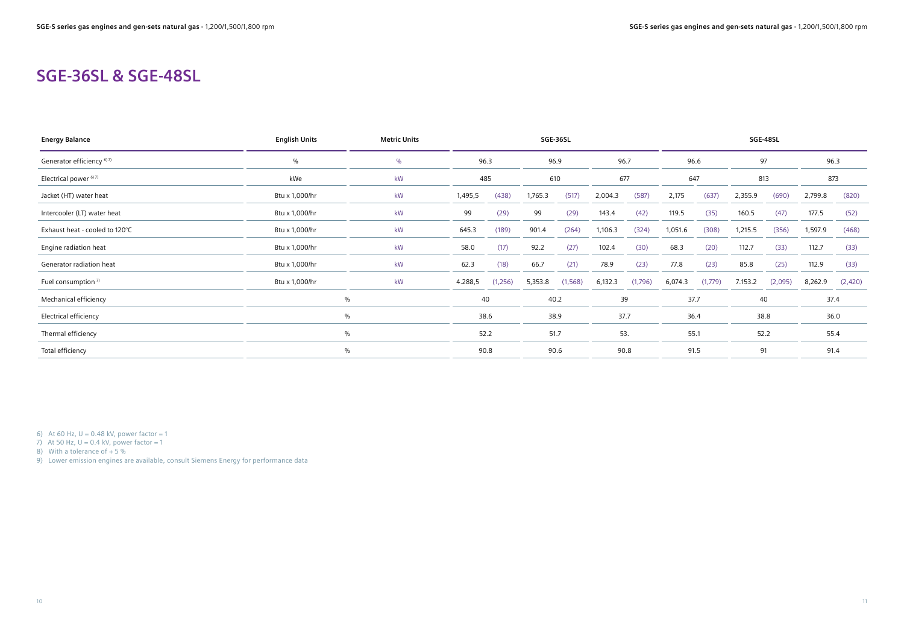## SGE-36SL & SGE-48SL

| Energy Balance | English Units | Metric Units | SGE-36SL | | | | | | SGE-48SL | | | | | |
|---|---|---|---|---|---|---|---|---|---|---|---|---|---|---|
| Generator efficiency [6) 7)] | % | % | 96.3 | | 96.9 | | 96.7 | | 96.6 | | 97 | | 96.3 | |
| Electrical power [6) 7)] | kWe | kW | 485 | | 610 | | 677 | | 647 | | 813 | | 873 | |
| Jacket (HT) water heat | Btu x 1,000/hr | kW | 1,495,5 | (438) | 1,765.3 | (517) | 2,004.3 | (587) | 2,175 | (637) | 2,355.9 | (690) | 2,799.8 | (820) |
| Intercooler (LT) water heat | Btu x 1,000/hr | kW | 99 | (29) | 99 | (29) | 143.4 | (42) | 119.5 | (35) | 160.5 | (47) | 177.5 | (52) |
| Exhaust heat - cooled to 120°C | Btu x 1,000/hr | kW | 645.3 | (189) | 901.4 | (264) | 1,106.3 | (324) | 1,051.6 | (308) | 1,215.5 | (356) | 1,597.9 | (468) |
| Engine radiation heat | Btu x 1,000/hr | kW | 58.0 | (17) | 92.2 | (27) | 102.4 | (30) | 68.3 | (20) | 112.7 | (33) | 112.7 | (33) |
| Generator radiation heat | Btu x 1,000/hr | kW | 62.3 | (18) | 66.7 | (21) | 78.9 | (23) | 77.8 | (23) | 85.8 | (25) | 112.9 | (33) |
| Fuel consumption [7)] | Btu x 1,000/hr | kW | 4.288,5 | (1,256) | 5,353.8 | (1,568) | 6,132.3 | (1,796) | 6,074.3 | (1,779) | 7.153.2 | (2,095) | 8,262.9 | (2,420) |
| Mechanical efficiency | % | | 40 | | 40.2 | | 39 | | 37.7 | | 40 | | 37.4 | |
| Electrical efficiency | % | | 38.6 | | 38.9 | | 37.7 | | 36.4 | | 38.8 | | 36.0 | |
| Thermal efficiency | % | | 52.2 | | 51.7 | | 53. | | 55.1 | | 52.2 | | 55.4 | |
| Total efficiency | % | | 90.8 | | 90.6 | | 90.8 | | 91.5 | | 91 | | 91.4 | |

6) At 60 Hz, U = 0.48 kV, power factor = 1
7) At 50 Hz, U = 0.4 kV, power factor = 1
8) With a tolerance of + 5 %
9) Lower emission engines are available, consult Siemens Energy for performance data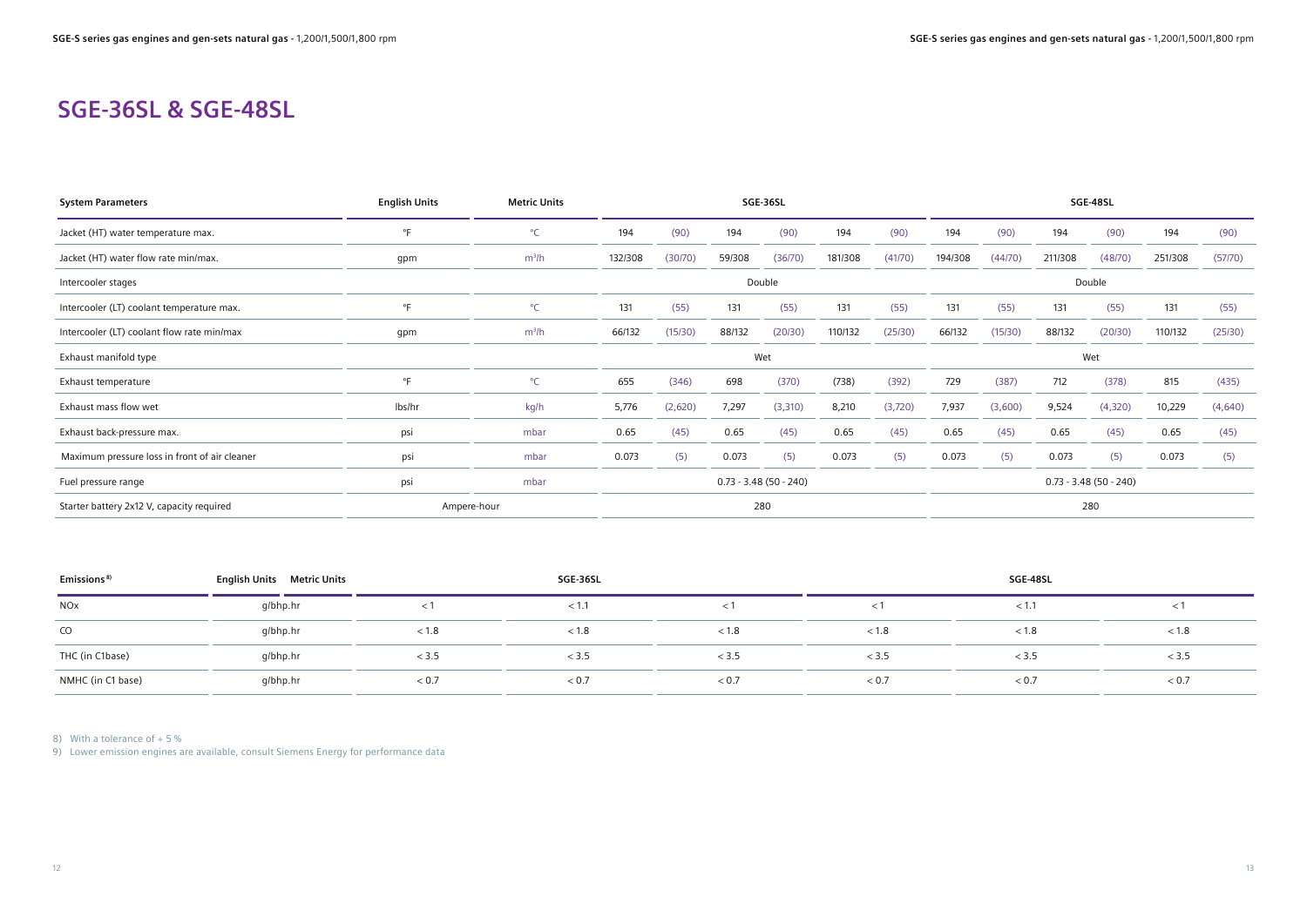# SGE-36SL & SGE-48SL

| System Parameters | English Units | Metric Units | SGE-36SL | | | | | | SGE-48SL | | | | | |
|---|---|---|---|---|---|---|---|---|---|---|---|---|---|---|
| Jacket (HT) water temperature max. | °F | °C | 194 | (90) | 194 | (90) | 194 | (90) | 194 | (90) | 194 | (90) | 194 | (90) |
| Jacket (HT) water flow rate min/max. | gpm | m³/h | 132/308 | (30/70) | 59/308 | (36/70) | 181/308 | (41/70) | 194/308 | (44/70) | 211/308 | (48/70) | 251/308 | (57/70) |
| Intercooler stages | | | Double | | | | | | Double | | | | | |
| Intercooler (LT) coolant temperature max. | °F | °C | 131 | (55) | 131 | (55) | 131 | (55) | 131 | (55) | 131 | (55) | 131 | (55) |
| Intercooler (LT) coolant flow rate min/max | gpm | m³/h | 66/132 | (15/30) | 88/132 | (20/30) | 110/132 | (25/30) | 66/132 | (15/30) | 88/132 | (20/30) | 110/132 | (25/30) |
| Exhaust manifold type | | | Wet | | | | | | Wet | | | | | |
| Exhaust temperature | °F | °C | 655 | (346) | 698 | (370) | (738) | (392) | 729 | (387) | 712 | (378) | 815 | (435) |
| Exhaust mass flow wet | lbs/hr | kg/h | 5,776 | (2,620) | 7,297 | (3,310) | 8,210 | (3,720) | 7,937 | (3,600) | 9,524 | (4,320) | 10,229 | (4,640) |
| Exhaust back-pressure max. | psi | mbar | 0.65 | (45) | 0.65 | (45) | 0.65 | (45) | 0.65 | (45) | 0.65 | (45) | 0.65 | (45) |
| Maximum pressure loss in front of air cleaner | psi | mbar | 0.073 | (5) | 0.073 | (5) | 0.073 | (5) | 0.073 | (5) | 0.073 | (5) | 0.073 | (5) |
| Fuel pressure range | psi | mbar | 0.73 - 3.48 (50 - 240) | | | | | | 0.73 - 3.48 (50 - 240) | | | | | |
| Starter battery 2x12 V, capacity required | Ampere-hour | | 280 | | | | | | 280 | | | | | |

| Emissions [8] | English Units / Metric Units | SGE-36SL | | | SGE-48SL | | |
|---|---|---|---|---|---|---|---|
| NOx | g/bhp.hr | < 1 | < 1.1 | < 1 | < 1 | < 1.1 | < 1 |
| CO | g/bhp.hr | < 1.8 | < 1.8 | < 1.8 | < 1.8 | < 1.8 | < 1.8 |
| THC (in C1base) | g/bhp.hr | < 3.5 | < 3.5 | < 3.5 | < 3.5 | < 3.5 | < 3.5 |
| NMHC (in C1 base) | g/bhp.hr | < 0.7 | < 0.7 | < 0.7 | < 0.7 | < 0.7 | < 0.7 |

8) With a tolerance of + 5 %

9) Lower emission engines are available, consult Siemens Energy for performance data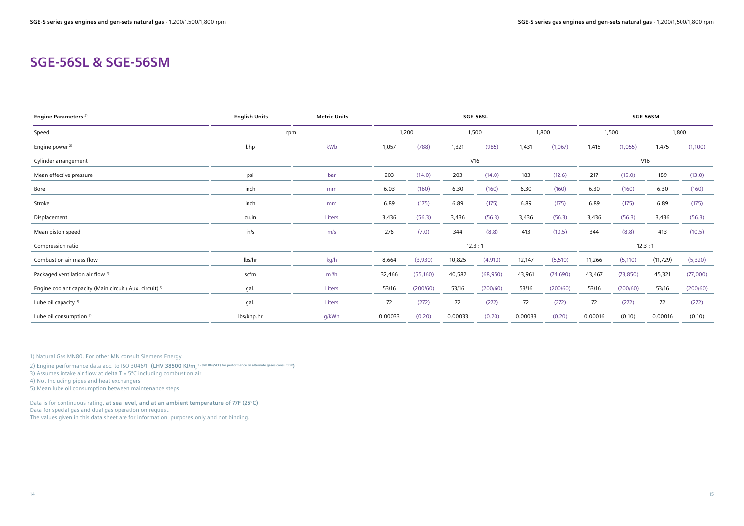# SGE-56SL & SGE-56SM

| Engine Parameters [2] | English Units | Metric Units | SGE-56SL | | | | | | SGE-56SM | | | |
|---|---|---|---|---|---|---|---|---|---|---|---|---|
| Speed | rpm | | 1,200 | | 1,500 | | 1,800 | | 1,500 | | 1,800 | |
| Engine power [2] | bhp | kWb | 1,057 | (788) | 1,321 | (985) | 1,431 | (1,067) | 1,415 | (1,055) | 1,475 | (1,100) |
| Cylinder arrangement | | | V16 | | | | | | V16 | | | |
| Mean effective pressure | psi | bar | 203 | (14.0) | 203 | (14.0) | 183 | (12.6) | 217 | (15.0) | 189 | (13.0) |
| Bore | inch | mm | 6.03 | (160) | 6.30 | (160) | 6.30 | (160) | 6.30 | (160) | 6.30 | (160) |
| Stroke | inch | mm | 6.89 | (175) | 6.89 | (175) | 6.89 | (175) | 6.89 | (175) | 6.89 | (175) |
| Displacement | cu.in | Liters | 3,436 | (56.3) | 3,436 | (56.3) | 3,436 | (56.3) | 3,436 | (56.3) | 3,436 | (56.3) |
| Mean piston speed | in/s | m/s | 276 | (7.0) | 344 | (8.8) | 413 | (10.5) | 344 | (8.8) | 413 | (10.5) |
| Compression ratio | | | 12.3 : 1 | | | | | | 12.3 : 1 | | | |
| Combustion air mass flow | lbs/hr | kg/h | 8,664 | (3,930) | 10,825 | (4,910) | 12,147 | (5,510) | 11,266 | (5,110) | (11,729) | (5,320) |
| Packaged ventilation air flow [2] | scfm | $m^3/h$ | 32,466 | (55,160) | 40,582 | (68,950) | 43,961 | (74,690) | 43,467 | (73,850) | 45,321 | (77,000) |
| Engine coolant capacity (Main circuit / Aux. circuit) [3] | gal. | Liters | 53/16 | (200/60) | 53/16 | (200/60) | 53/16 | (200/60) | 53/16 | (200/60) | 53/16 | (200/60) |
| Lube oil capacity [3] | gal. | Liters | 72 | (272) | 72 | (272) | 72 | (272) | 72 | (272) | 72 | (272) |
| Lube oil consumption [4] | lbs/bhp.hr | g/kWh | 0.00033 | (0.20) | 0.00033 | (0.20) | 0.00033 | (0.20) | 0.00016 | (0.10) | 0.00016 | (0.10) |

1) Natural Gas MN80. For other MN consult Siemens Energy

2) Engine performance data acc. to ISO 3046/1 **(LHV 38500 KJ/$m_n^3$ - 970 Btu/SCF) for performance on alternate gases consult DR)**

3) Assumes intake air flow at delta T = 5°C including combustion air

4) Not Including pipes and heat exchangers

5) Mean lube oil consumption between maintenance steps

Data is for continuous rating, **at sea level, and at an ambient temperature of 77F (25°C)**

Data for special gas and dual gas operation on request.

The values given in this data sheet are for information purposes only and not binding.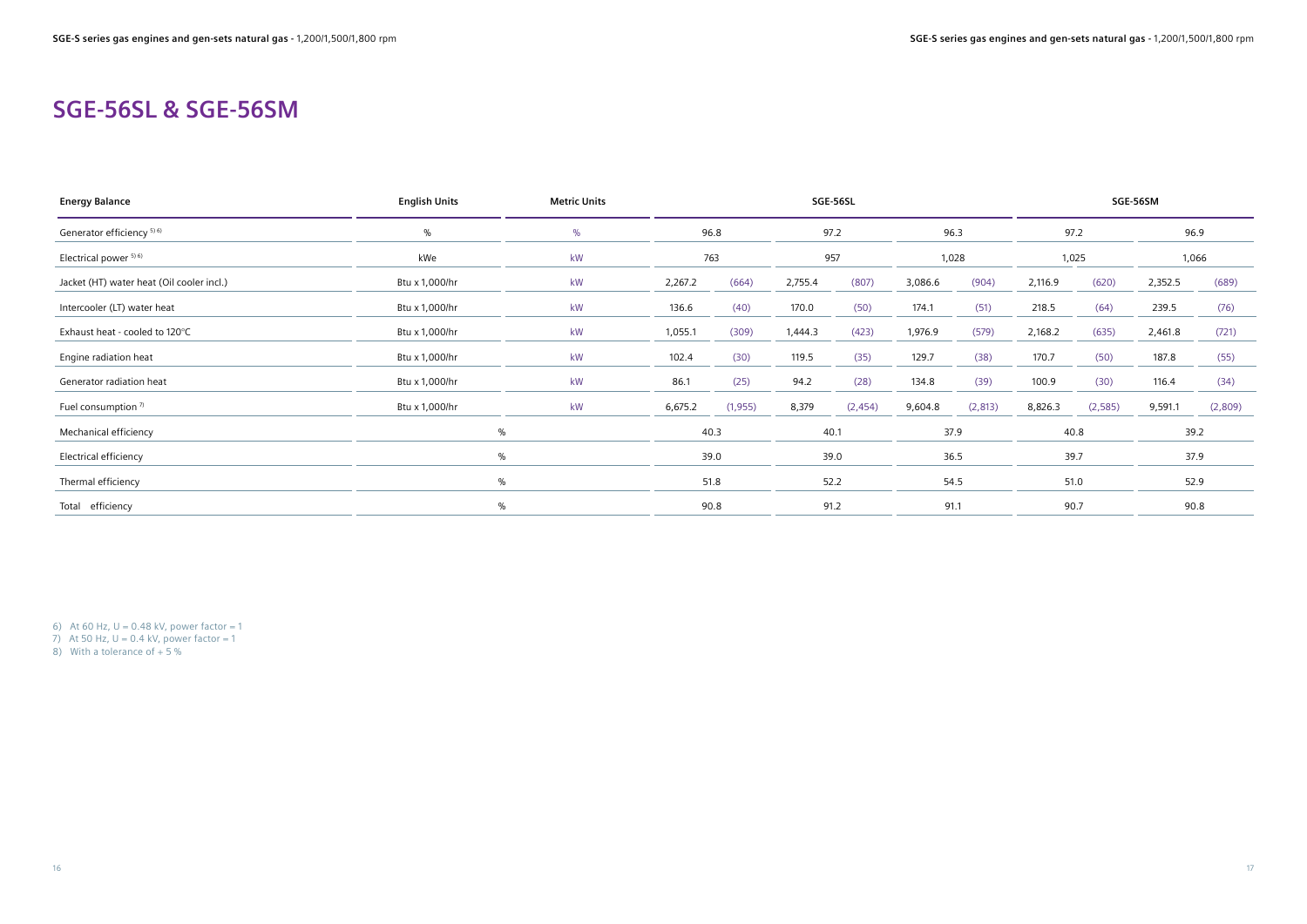# SGE-56SL & SGE-56SM

| Energy Balance | English Units | Metric Units | SGE-56SL | | | | | | SGE-56SM | | | |
|---|---|---|---|---|---|---|---|---|---|---|---|---|
| Generator efficiency [5) 6)] | % | % | 96.8 | | 97.2 | | 96.3 | | 97.2 | | 96.9 | |
| Electrical power [5) 6)] | kWe | kW | 763 | | 957 | | 1,028 | | 1,025 | | 1,066 | |
| Jacket (HT) water heat (Oil cooler incl.) | Btu x 1,000/hr | kW | 2,267.2 | (664) | 2,755.4 | (807) | 3,086.6 | (904) | 2,116.9 | (620) | 2,352.5 | (689) |
| Intercooler (LT) water heat | Btu x 1,000/hr | kW | 136.6 | (40) | 170.0 | (50) | 174.1 | (51) | 218.5 | (64) | 239.5 | (76) |
| Exhaust heat - cooled to 120°C | Btu x 1,000/hr | kW | 1,055.1 | (309) | 1,444.3 | (423) | 1,976.9 | (579) | 2,168.2 | (635) | 2,461.8 | (721) |
| Engine radiation heat | Btu x 1,000/hr | kW | 102.4 | (30) | 119.5 | (35) | 129.7 | (38) | 170.7 | (50) | 187.8 | (55) |
| Generator radiation heat | Btu x 1,000/hr | kW | 86.1 | (25) | 94.2 | (28) | 134.8 | (39) | 100.9 | (30) | 116.4 | (34) |
| Fuel consumption [7)] | Btu x 1,000/hr | kW | 6,675.2 | (1,955) | 8,379 | (2,454) | 9,604.8 | (2,813) | 8,826.3 | (2,585) | 9,591.1 | (2,809) |
| Mechanical efficiency | % | | 40.3 | | 40.1 | | 37.9 | | 40.8 | | 39.2 | |
| Electrical efficiency | % | | 39.0 | | 39.0 | | 36.5 | | 39.7 | | 37.9 | |
| Thermal efficiency | % | | 51.8 | | 52.2 | | 54.5 | | 51.0 | | 52.9 | |
| Total efficiency | % | | 90.8 | | 91.2 | | 91.1 | | 90.7 | | 90.8 | |

6) At 60 Hz, U = 0.48 kV, power factor = 1
7) At 50 Hz, U = 0.4 kV, power factor = 1
8) With a tolerance of + 5 %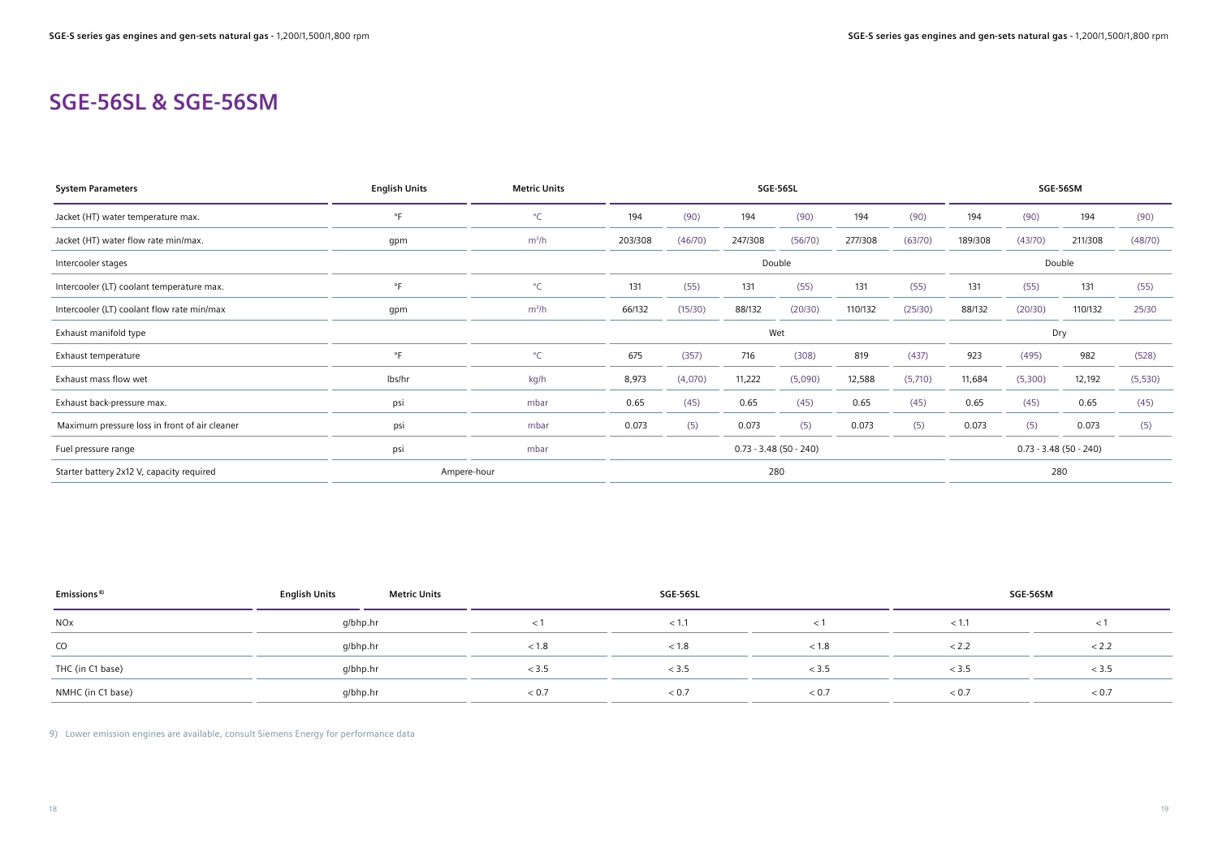# SGE-56SL & SGE-56SM

| System Parameters | English Units | Metric Units | SGE-56SL | | | | | | SGE-56SM | | | |
|---|---|---|---|---|---|---|---|---|---|---|---|---|
| Jacket (HT) water temperature max. | °F | °C | 194 | (90) | 194 | (90) | 194 | (90) | 194 | (90) | 194 | (90) |
| Jacket (HT) water flow rate min/max. | gpm | $m^3/h$ | 203/308 | (46/70) | 247/308 | (56/70) | 277/308 | (63/70) | 189/308 | (43/70) | 211/308 | (48/70) |
| Intercooler stages | | | Double | | | | | | Double | | | |
| Intercooler (LT) coolant temperature max. | °F | °C | 131 | (55) | 131 | (55) | 131 | (55) | 131 | (55) | 131 | (55) |
| Intercooler (LT) coolant flow rate min/max | gpm | $m^3/h$ | 66/132 | (15/30) | 88/132 | (20/30) | 110/132 | (25/30) | 88/132 | (20/30) | 110/132 | 25/30 |
| Exhaust manifold type | | | Wet | | | | | | Dry | | | |
| Exhaust temperature | °F | °C | 675 | (357) | 716 | (308) | 819 | (437) | 923 | (495) | 982 | (528) |
| Exhaust mass flow wet | lbs/hr | kg/h | 8,973 | (4,070) | 11,222 | (5,090) | 12,588 | (5,710) | 11,684 | (5,300) | 12,192 | (5,530) |
| Exhaust back-pressure max. | psi | mbar | 0.65 | (45) | 0.65 | (45) | 0.65 | (45) | 0.65 | (45) | 0.65 | (45) |
| Maximum pressure loss in front of air cleaner | psi | mbar | 0.073 | (5) | 0.073 | (5) | 0.073 | (5) | 0.073 | (5) | 0.073 | (5) |
| Fuel pressure range | psi | mbar | 0.73 - 3.48 (50 - 240) | | | | | | 0.73 - 3.48 (50 - 240) | | | |
| Starter battery 2x12 V, capacity required | Ampere-hour | | 280 | | | | | | 280 | | | |

| Emissions [9] | English Units / Metric Units | SGE-56SL | | | SGE-56SM | |
|---|---|---|---|---|---|---|
| NOx | g/bhp.hr | < 1 | < 1.1 | < 1 | < 1.1 | < 1 |
| CO | g/bhp.hr | < 1.8 | < 1.8 | < 1.8 | < 2.2 | < 2.2 |
| THC (in C1 base) | g/bhp.hr | < 3.5 | < 3.5 | < 3.5 | < 3.5 | < 3.5 |
| NMHC (in C1 base) | g/bhp.hr | < 0.7 | < 0.7 | < 0.7 | < 0.7 | < 0.7 |

9) Lower emission engines are available, consult Siemens Energy for performance data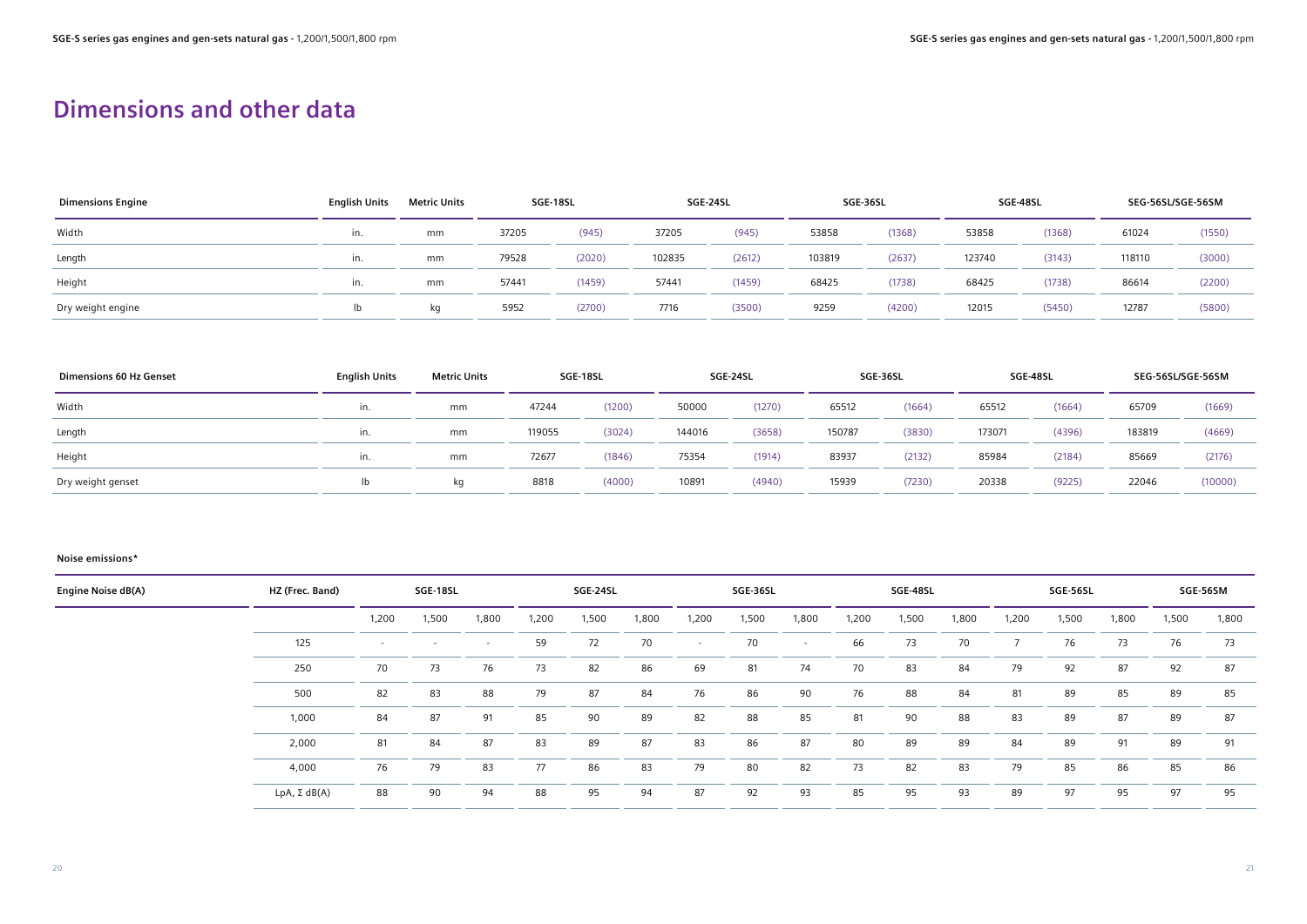# Dimensions and other data

| Dimensions Engine | English Units | Metric Units | SGE-18SL | | SGE-24SL | | SGE-36SL | | SGE-48SL | | SEG-56SL/SGE-56SM | |
|---|---|---|---|---|---|---|---|---|---|---|---|---|
| Width | in. | mm | 37205 | (945) | 37205 | (945) | 53858 | (1368) | 53858 | (1368) | 61024 | (1550) |
| Length | in. | mm | 79528 | (2020) | 102835 | (2612) | 103819 | (2637) | 123740 | (3143) | 118110 | (3000) |
| Height | in. | mm | 57441 | (1459) | 57441 | (1459) | 68425 | (1738) | 68425 | (1738) | 86614 | (2200) |
| Dry weight engine | lb | kg | 5952 | (2700) | 7716 | (3500) | 9259 | (4200) | 12015 | (5450) | 12787 | (5800) |

| Dimensions 60 Hz Genset | English Units | Metric Units | SGE-18SL | | SGE-24SL | | SGE-36SL | | SGE-48SL | | SEG-56SL/SGE-56SM | |
|---|---|---|---|---|---|---|---|---|---|---|---|---|
| Width | in. | mm | 47244 | (1200) | 50000 | (1270) | 65512 | (1664) | 65512 | (1664) | 65709 | (1669) |
| Length | in. | mm | 119055 | (3024) | 144016 | (3658) | 150787 | (3830) | 173071 | (4396) | 183819 | (4669) |
| Height | in. | mm | 72677 | (1846) | 75354 | (1914) | 83937 | (2132) | 85984 | (2184) | 85669 | (2176) |
| Dry weight genset | lb | kg | 8818 | (4000) | 10891 | (4940) | 15939 | (7230) | 20338 | (9225) | 22046 | (10000) |

**Noise emissions***

| Engine Noise dB(A) | HZ (Frec. Band) | SGE-18SL | | | SGE-24SL | | | SGE-36SL | | | SGE-48SL | | | SGE-56SL | | | SGE-56SM | |
|---|---|---|---|---|---|---|---|---|---|---|---|---|---|---|---|---|---|---|
| | | 1,200 | 1,500 | 1,800 | 1,200 | 1,500 | 1,800 | 1,200 | 1,500 | 1,800 | 1,200 | 1,500 | 1,800 | 1,200 | 1,500 | 1,800 | 1,500 | 1,800 |
| | 125 | - | - | - | 59 | 72 | 70 | - | 70 | - | 66 | 73 | 70 | 7 | 76 | 73 | 76 | 73 |
| | 250 | 70 | 73 | 76 | 73 | 82 | 86 | 69 | 81 | 74 | 70 | 83 | 84 | 79 | 92 | 87 | 92 | 87 |
| | 500 | 82 | 83 | 88 | 79 | 87 | 84 | 76 | 86 | 90 | 76 | 88 | 84 | 81 | 89 | 85 | 89 | 85 |
| | 1,000 | 84 | 87 | 91 | 85 | 90 | 89 | 82 | 88 | 85 | 81 | 90 | 88 | 83 | 89 | 87 | 89 | 87 |
| | 2,000 | 81 | 84 | 87 | 83 | 89 | 87 | 83 | 86 | 87 | 80 | 89 | 89 | 84 | 89 | 91 | 89 | 91 |
| | 4,000 | 76 | 79 | 83 | 77 | 86 | 83 | 79 | 80 | 82 | 73 | 82 | 83 | 79 | 85 | 86 | 85 | 86 |
| | LpA, Σ dB(A) | 88 | 90 | 94 | 88 | 95 | 94 | 87 | 92 | 93 | 85 | 95 | 93 | 89 | 97 | 95 | 97 | 95 |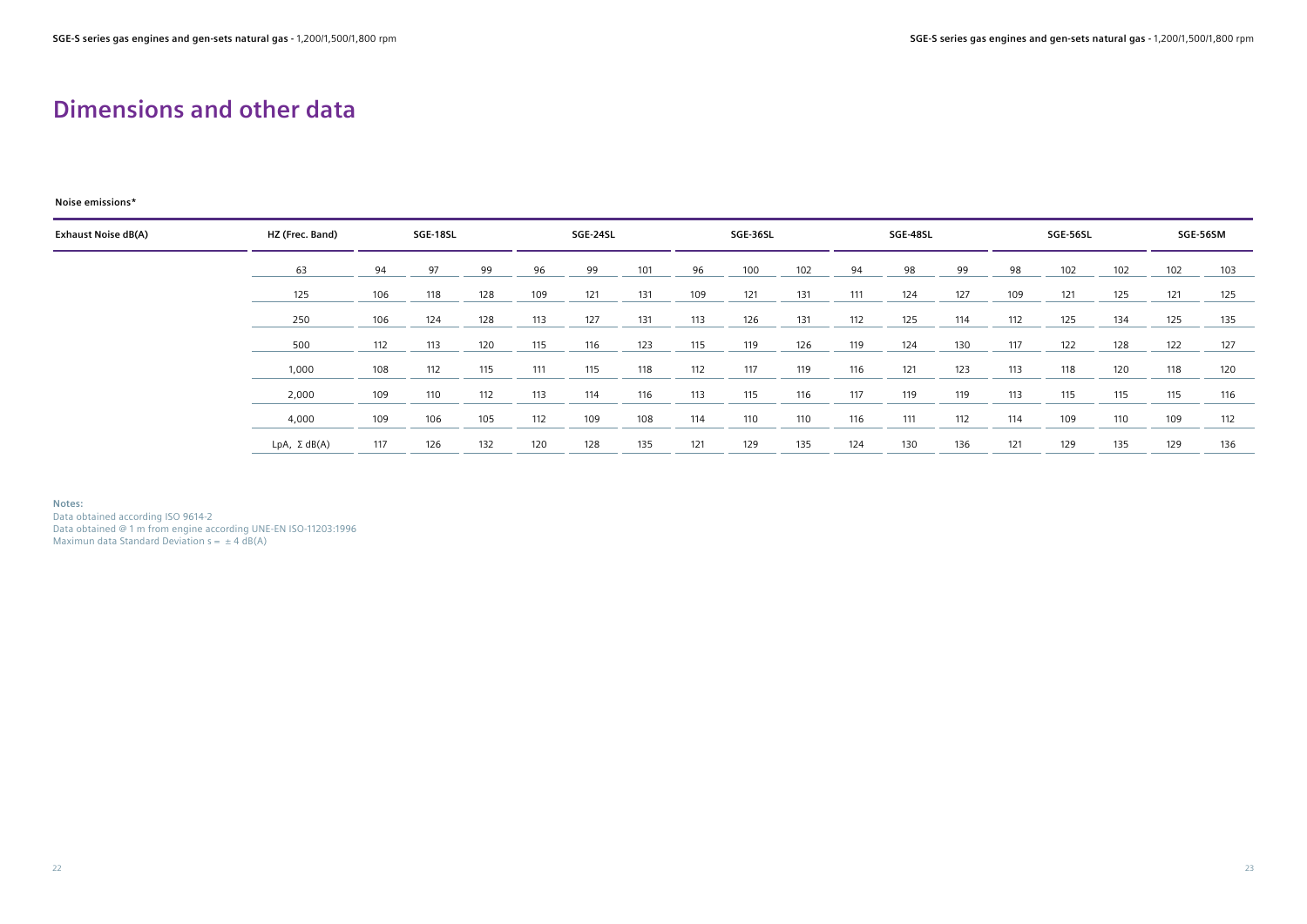# Dimensions and other data

**Noise emissions***

| Exhaust Noise dB(A) | HZ (Frec. Band) | SGE-18SL | | | SGE-24SL | | | SGE-36SL | | | SGE-48SL | | | SGE-56SL | | | SGE-56SM | |
|---|---|---|---|---|---|---|---|---|---|---|---|---|---|---|---|---|---|---|
| | 63 | 94 | 97 | 99 | 96 | 99 | 101 | 96 | 100 | 102 | 94 | 98 | 99 | 98 | 102 | 102 | 102 | 103 |
| | 125 | 106 | 118 | 128 | 109 | 121 | 131 | 109 | 121 | 131 | 111 | 124 | 127 | 109 | 121 | 125 | 121 | 125 |
| | 250 | 106 | 124 | 128 | 113 | 127 | 131 | 113 | 126 | 131 | 112 | 125 | 114 | 112 | 125 | 134 | 125 | 135 |
| | 500 | 112 | 113 | 120 | 115 | 116 | 123 | 115 | 119 | 126 | 119 | 124 | 130 | 117 | 122 | 128 | 122 | 127 |
| | 1,000 | 108 | 112 | 115 | 111 | 115 | 118 | 112 | 117 | 119 | 116 | 121 | 123 | 113 | 118 | 120 | 118 | 120 |
| | 2,000 | 109 | 110 | 112 | 113 | 114 | 116 | 113 | 115 | 116 | 117 | 119 | 119 | 113 | 115 | 115 | 115 | 116 |
| | 4,000 | 109 | 106 | 105 | 112 | 109 | 108 | 114 | 110 | 110 | 116 | 111 | 112 | 114 | 109 | 110 | 109 | 112 |
| | LpA, Σ dB(A) | 117 | 126 | 132 | 120 | 128 | 135 | 121 | 129 | 135 | 124 | 130 | 136 | 121 | 129 | 135 | 129 | 136 |

Notes:
Data obtained according ISO 9614-2
Data obtained @ 1 m from engine according UNE-EN ISO-11203:1996
Maximun data Standard Deviation s = ± 4 dB(A)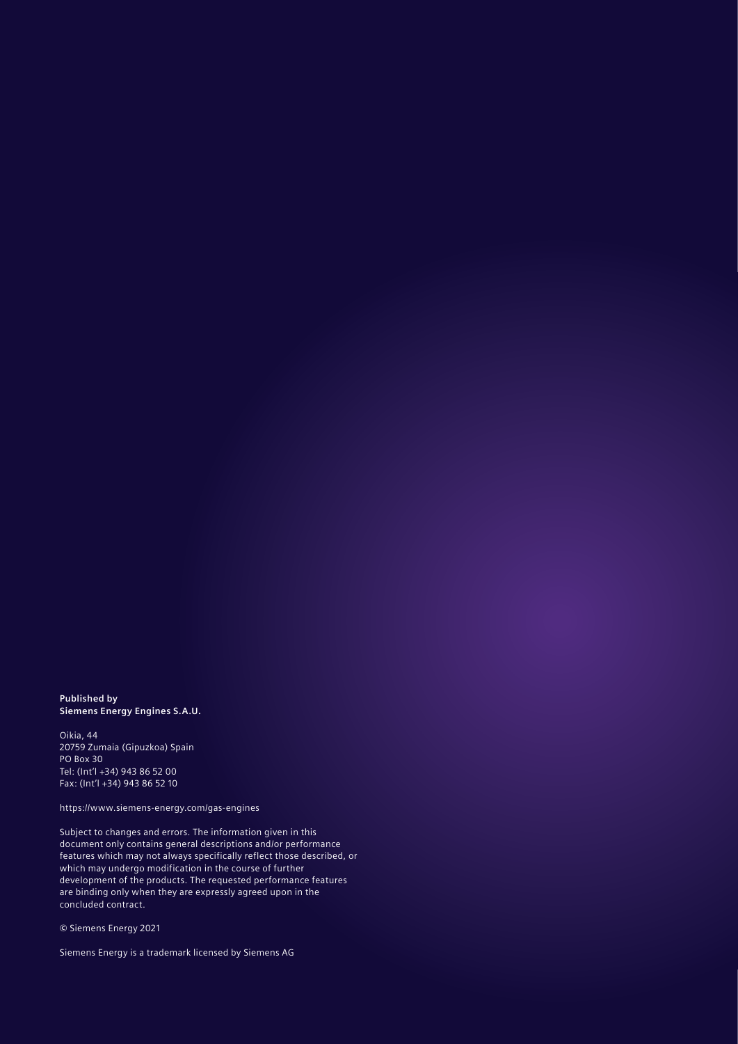**Published by**
**Siemens Energy Engines S.A.U.**

Oikia, 44
20759 Zumaia (Gipuzkoa) Spain
PO Box 30
Tel: (Int'l +34) 943 86 52 00
Fax: (Int'l +34) 943 86 52 10

https://www.siemens-energy.com/gas-engines

Subject to changes and errors. The information given in this document only contains general descriptions and/or performance features which may not always specifically reflect those described, or which may undergo modification in the course of further development of the products. The requested performance features are binding only when they are expressly agreed upon in the concluded contract.

© Siemens Energy 2021

Siemens Energy is a trademark licensed by Siemens AG